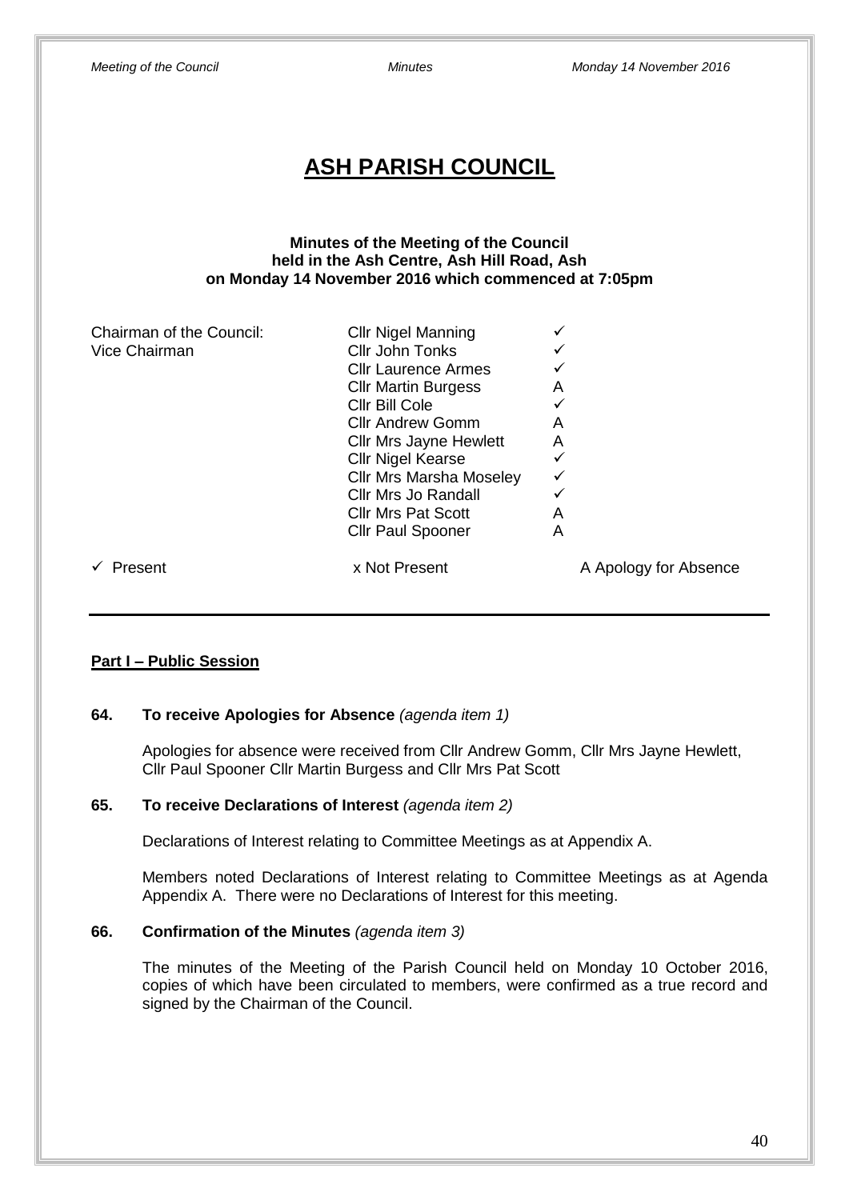# ASH PARISH COUNCIL

**Minutes of the Meeting of the Council**
**held in the Ash Centre, Ash Hill Road, Ash**
**on Monday 14 November 2016 which commenced at 7:05pm**

| | | |
|---|---|---|
| Chairman of the Council: | Cllr Nigel Manning | ✓ |
| Vice Chairman | Cllr John Tonks | ✓ |
| | Cllr Laurence Armes | ✓ |
| | Cllr Martin Burgess | A |
| | Cllr Bill Cole | ✓ |
| | Cllr Andrew Gomm | A |
| | Cllr Mrs Jayne Hewlett | A |
| | Cllr Nigel Kearse | ✓ |
| | Cllr Mrs Marsha Moseley | ✓ |
| | Cllr Mrs Jo Randall | ✓ |
| | Cllr Mrs Pat Scott | A |
| | Cllr Paul Spooner | A |

✓ Present x Not Present A Apology for Absence

---

**Part I – Public Session**

**64. To receive Apologies for Absence** *(agenda item 1)*

Apologies for absence were received from Cllr Andrew Gomm, Cllr Mrs Jayne Hewlett, Cllr Paul Spooner Cllr Martin Burgess and Cllr Mrs Pat Scott

**65. To receive Declarations of Interest** *(agenda item 2)*

Declarations of Interest relating to Committee Meetings as at Appendix A.

Members noted Declarations of Interest relating to Committee Meetings as at Agenda Appendix A. There were no Declarations of Interest for this meeting.

**66. Confirmation of the Minutes** *(agenda item 3)*

The minutes of the Meeting of the Parish Council held on Monday 10 October 2016, copies of which have been circulated to members, were confirmed as a true record and signed by the Chairman of the Council.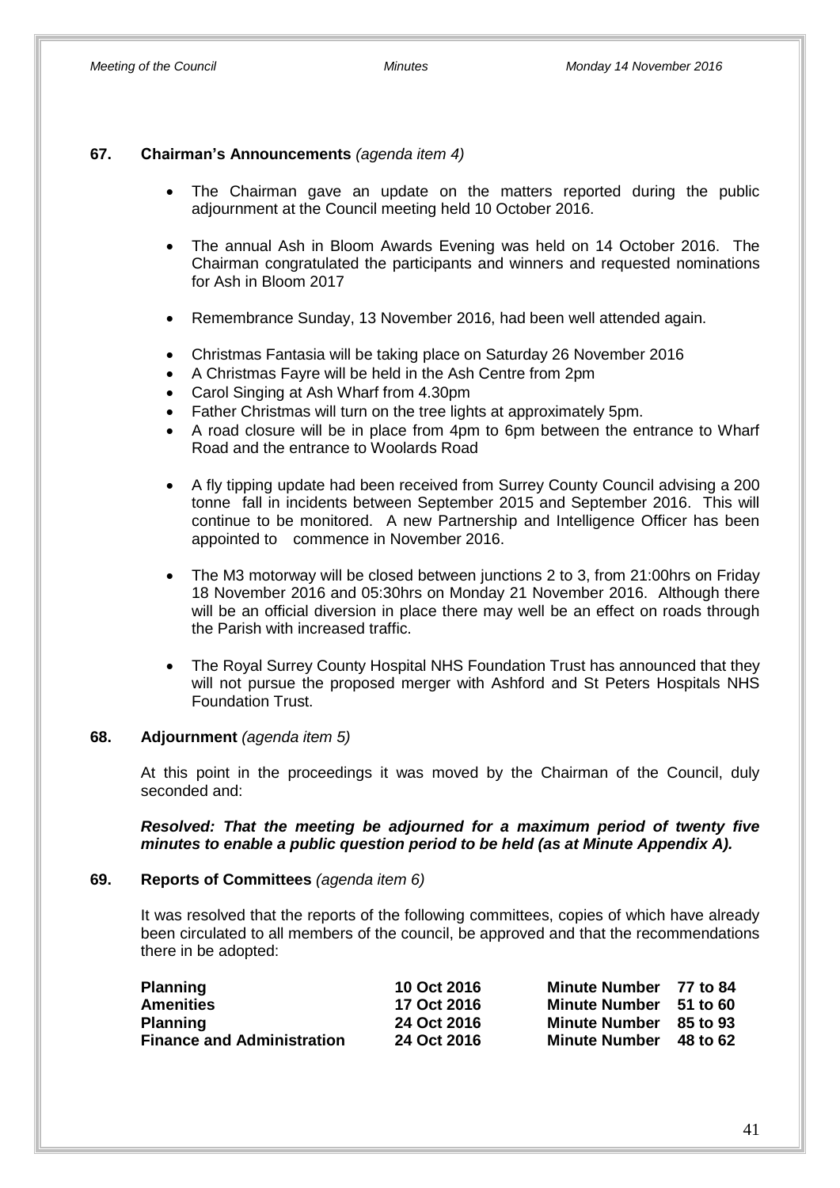## 67. Chairman's Announcements *(agenda item 4)*

- The Chairman gave an update on the matters reported during the public adjournment at the Council meeting held 10 October 2016.

- The annual Ash in Bloom Awards Evening was held on 14 October 2016. The Chairman congratulated the participants and winners and requested nominations for Ash in Bloom 2017

- Remembrance Sunday, 13 November 2016, had been well attended again.

- Christmas Fantasia will be taking place on Saturday 26 November 2016
- A Christmas Fayre will be held in the Ash Centre from 2pm
- Carol Singing at Ash Wharf from 4.30pm
- Father Christmas will turn on the tree lights at approximately 5pm.
- A road closure will be in place from 4pm to 6pm between the entrance to Wharf Road and the entrance to Woolards Road

- A fly tipping update had been received from Surrey County Council advising a 200 tonne fall in incidents between September 2015 and September 2016. This will continue to be monitored. A new Partnership and Intelligence Officer has been appointed to commence in November 2016.

- The M3 motorway will be closed between junctions 2 to 3, from 21:00hrs on Friday 18 November 2016 and 05:30hrs on Monday 21 November 2016. Although there will be an official diversion in place there may well be an effect on roads through the Parish with increased traffic.

- The Royal Surrey County Hospital NHS Foundation Trust has announced that they will not pursue the proposed merger with Ashford and St Peters Hospitals NHS Foundation Trust.

## 68. Adjournment *(agenda item 5)*

At this point in the proceedings it was moved by the Chairman of the Council, duly seconded and:

***Resolved: That the meeting be adjourned for a maximum period of twenty five minutes to enable a public question period to be held (as at Minute Appendix A).***

## 69. Reports of Committees *(agenda item 6)*

It was resolved that the reports of the following committees, copies of which have already been circulated to all members of the council, be approved and that the recommendations there in be adopted:

| | | | |
|---|---|---|---|
| **Planning** | **10 Oct 2016** | **Minute Number** | **77 to 84** |
| **Amenities** | **17 Oct 2016** | **Minute Number** | **51 to 60** |
| **Planning** | **24 Oct 2016** | **Minute Number** | **85 to 93** |
| **Finance and Administration** | **24 Oct 2016** | **Minute Number** | **48 to 62** |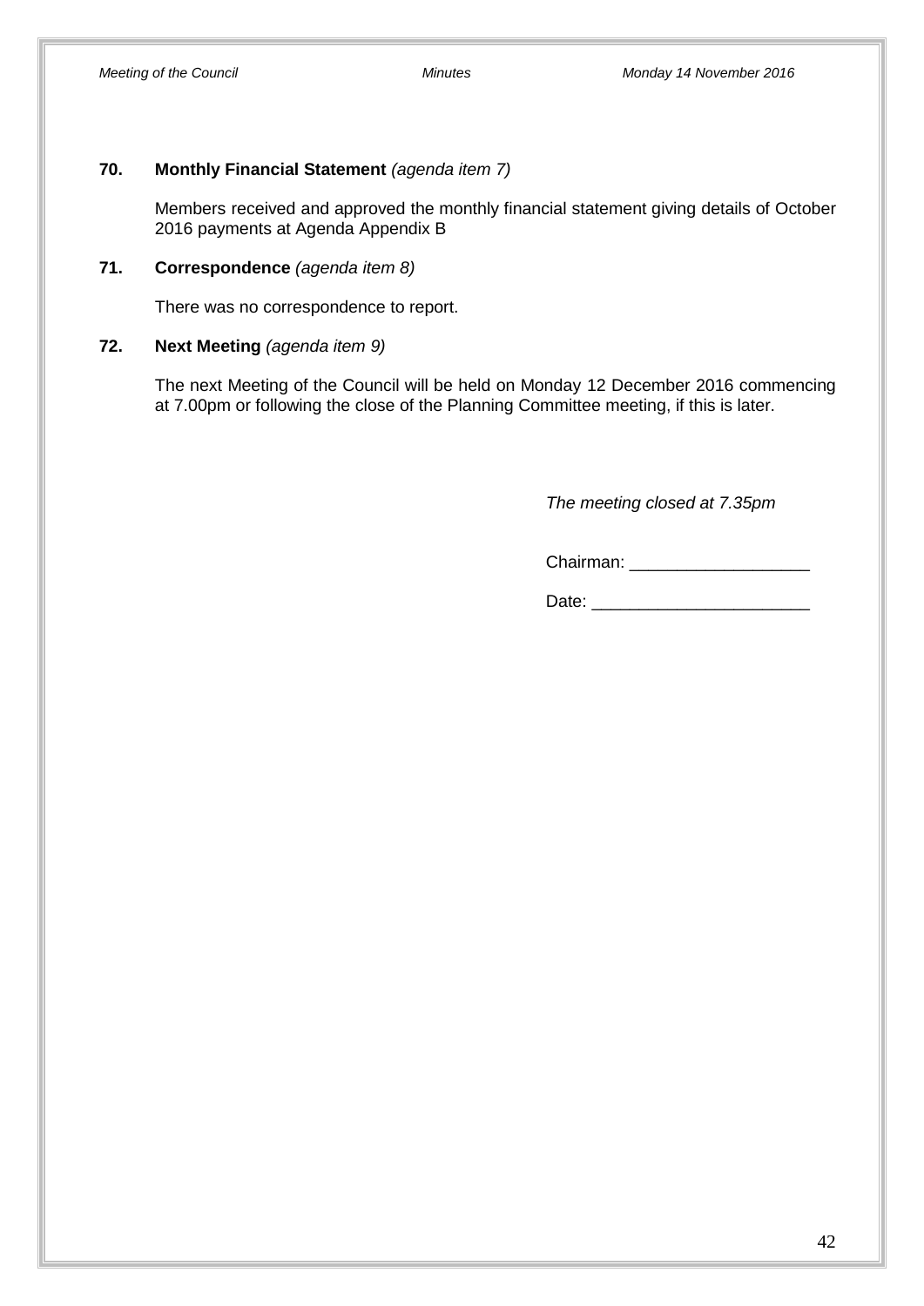**70. Monthly Financial Statement** *(agenda item 7)*

Members received and approved the monthly financial statement giving details of October 2016 payments at Agenda Appendix B

**71. Correspondence** *(agenda item 8)*

There was no correspondence to report.

**72. Next Meeting** *(agenda item 9)*

The next Meeting of the Council will be held on Monday 12 December 2016 commencing at 7.00pm or following the close of the Planning Committee meeting, if this is later.

*The meeting closed at 7.35pm*

Chairman: ___________________

Date: _______________________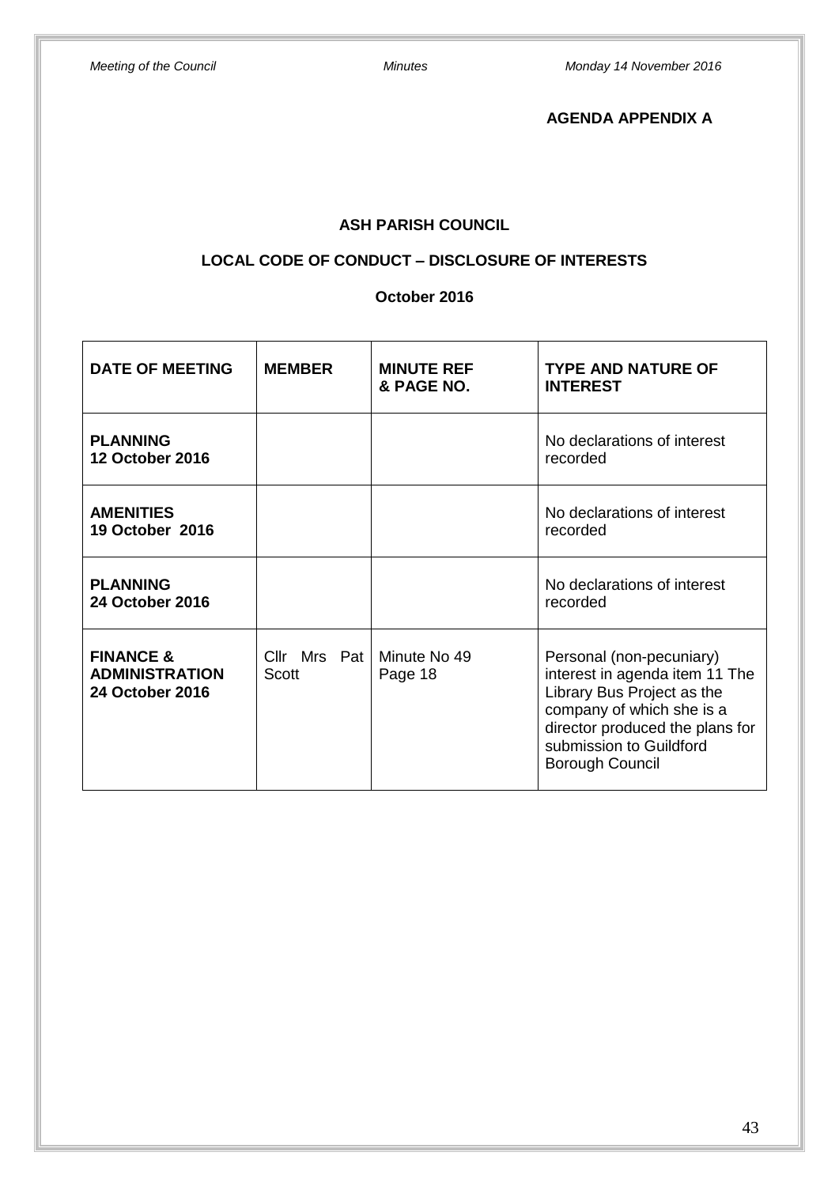**AGENDA APPENDIX A**

## ASH PARISH COUNCIL

### LOCAL CODE OF CONDUCT – DISCLOSURE OF INTERESTS

**October 2016**

| DATE OF MEETING | MEMBER | MINUTE REF & PAGE NO. | TYPE AND NATURE OF INTEREST |
|---|---|---|---|
| **PLANNING 12 October 2016** | | | No declarations of interest recorded |
| **AMENITIES 19 October 2016** | | | No declarations of interest recorded |
| **PLANNING 24 October 2016** | | | No declarations of interest recorded |
| **FINANCE & ADMINISTRATION 24 October 2016** | Cllr Mrs Pat Scott | Minute No 49 Page 18 | Personal (non-pecuniary) interest in agenda item 11 The Library Bus Project as the company of which she is a director produced the plans for submission to Guildford Borough Council |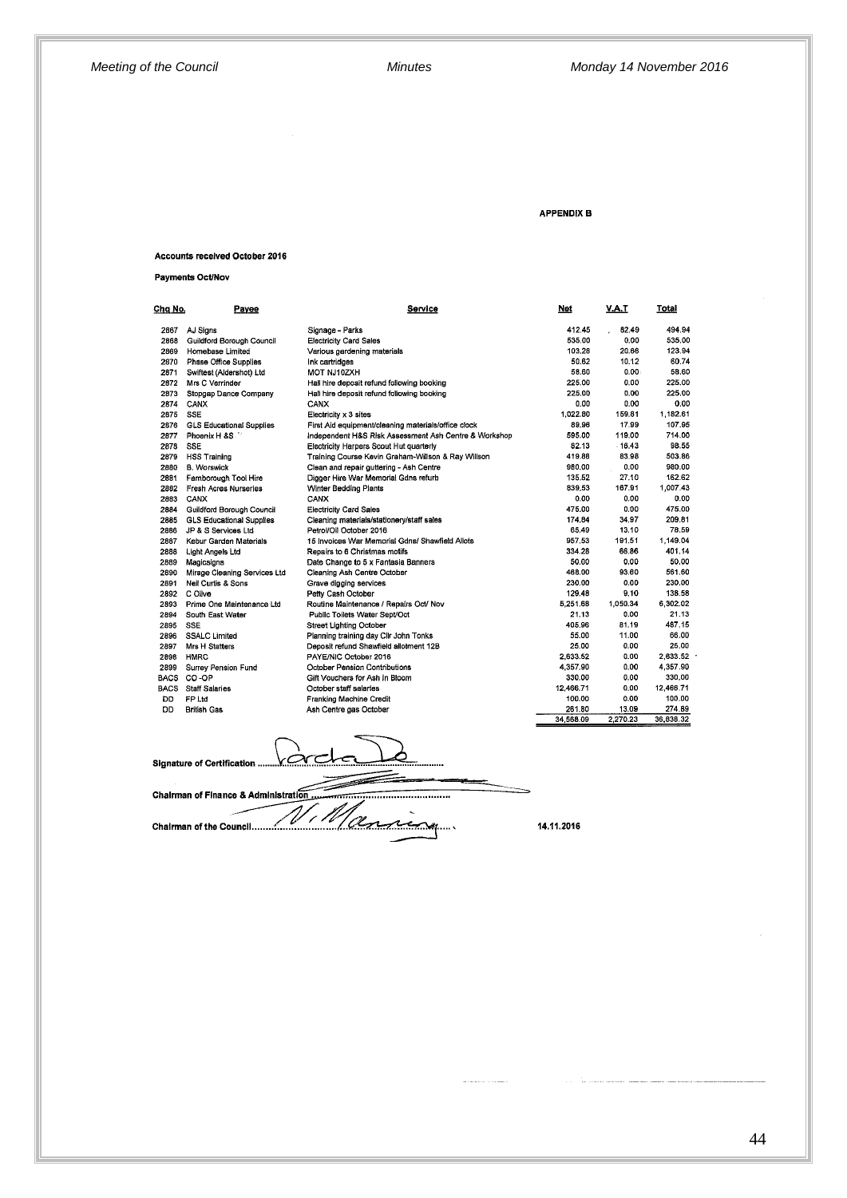**APPENDIX B**

**Accounts received October 2016**

**Payments Oct/Nov**

| Chq No. | Payee | Service | Net | V.A.T | Total |
|---|---|---|---|---|---|
| 2867 | AJ Signs | Signage - Parks | 412.45 | 82.49 | 494.94 |
| 2868 | Guildford Borough Council | Electricity Card Sales | 535.00 | 0.00 | 535.00 |
| 2869 | Homebase Limited | Various gardening materials | 103.28 | 20.66 | 123.94 |
| 2870 | Phase Office Supplies | Ink cartridges | 50.62 | 10.12 | 60.74 |
| 2871 | Swiftest (Aldershot) Ltd | MOT NJ10ZXH | 58.60 | 0.00 | 58.60 |
| 2872 | Mrs C Verrinder | Hall hire deposit refund following booking | 225.00 | 0.00 | 225.00 |
| 2873 | Stopgap Dance Company | Hall hire deposit refund following booking | 225.00 | 0.00 | 225.00 |
| 2874 | CANX | CANX | 0.00 | 0.00 | 0.00 |
| 2875 | SSE | Electricity x 3 sites | 1,022.80 | 159.81 | 1,182.61 |
| 2876 | GLS Educational Supplies | First Aid equipment/cleaning materials/office clock | 89.96 | 17.99 | 107.95 |
| 2877 | Phoenix H &S | Independent H&S Risk Assessment Ash Centre & Workshop | 595.00 | 119.00 | 714.00 |
| 2878 | SSE | Electricity Harpers Scout Hut quarterly | 82.13 | 16.43 | 98.55 |
| 2879 | HSS Training | Training Course Kevin Graham-Willson & Ray Willson | 419.88 | 83.98 | 503.86 |
| 2880 | B. Worswick | Clean and repair guttering - Ash Centre | 980.00 | 0.00 | 980.00 |
| 2881 | Farnborough Tool Hire | Digger Hire War Memorial Gdns refurb | 135.52 | 27.10 | 162.62 |
| 2882 | Fresh Acres Nurseries | Winter Bedding Plants | 839.53 | 167.91 | 1,007.43 |
| 2883 | CANX | CANX | 0.00 | 0.00 | 0.00 |
| 2884 | Guildford Borough Council | Electricity Card Sales | 475.00 | 0.00 | 475.00 |
| 2885 | GLS Educational Supplies | Cleaning materials/stationery/staff sales | 174.84 | 34.97 | 209.81 |
| 2886 | JP & S Services Ltd | Petrol/Oil October 2016 | 65.49 | 13.10 | 78.59 |
| 2887 | Kebur Garden Materials | 15 Invoices War Memorial Gdns/ Shawfield Allots | 957.53 | 191.51 | 1,149.04 |
| 2888 | Light Angels Ltd | Repairs to 6 Christmas motifs | 334.28 | 66.86 | 401.14 |
| 2889 | Magicsigns | Date Change to 5 x Fantasia Banners | 50.00 | 0.00 | 50.00 |
| 2890 | Mirage Cleaning Services Ltd | Cleaning Ash Centre October | 468.00 | 93.60 | 561.60 |
| 2891 | Neil Curtis & Sons | Grave digging services | 230.00 | 0.00 | 230.00 |
| 2892 | C Olive | Petty Cash October | 129.48 | 9.10 | 138.58 |
| 2893 | Prime One Maintenance Ltd | Routine Maintenance / Repairs Oct/ Nov | 5,251.68 | 1,050.34 | 6,302.02 |
| 2894 | South East Water | Public Toilets Water Sept/Oct | 21.13 | 0.00 | 21.13 |
| 2895 | SSE | Street Lighting October | 405.96 | 81.19 | 487.15 |
| 2896 | SSALC Limited | Planning training day Cllr John Tonks | 55.00 | 11.00 | 66.00 |
| 2897 | Mrs H Statters | Deposit refund Shawfield allotment 12B | 25.00 | 0.00 | 25.00 |
| 2898 | HMRC | PAYE/NIC October 2016 | 2,633.52 | 0.00 | 2,633.52 |
| 2899 | Surrey Pension Fund | October Pension Contributions | 4,357.90 | 0.00 | 4,357.90 |
| BACS | CO -OP | Gift Vouchers for Ash in Bloom | 330.00 | 0.00 | 330.00 |
| BACS | Staff Salaries | October staff salaries | 12,466.71 | 0.00 | 12,466.71 |
| DD | FP Ltd | Franking Machine Credit | 100.00 | 0.00 | 100.00 |
| DD | British Gas | Ash Centre gas October | 261.80 | 13.09 | 274.89 |
| | | | 34,568.09 | 2,270.23 | 36,838.32 |

Signature of Certification ..........................................

Chairman of Finance & Administration ..........................................

Chairman of the Council.......................................... 14.11.2016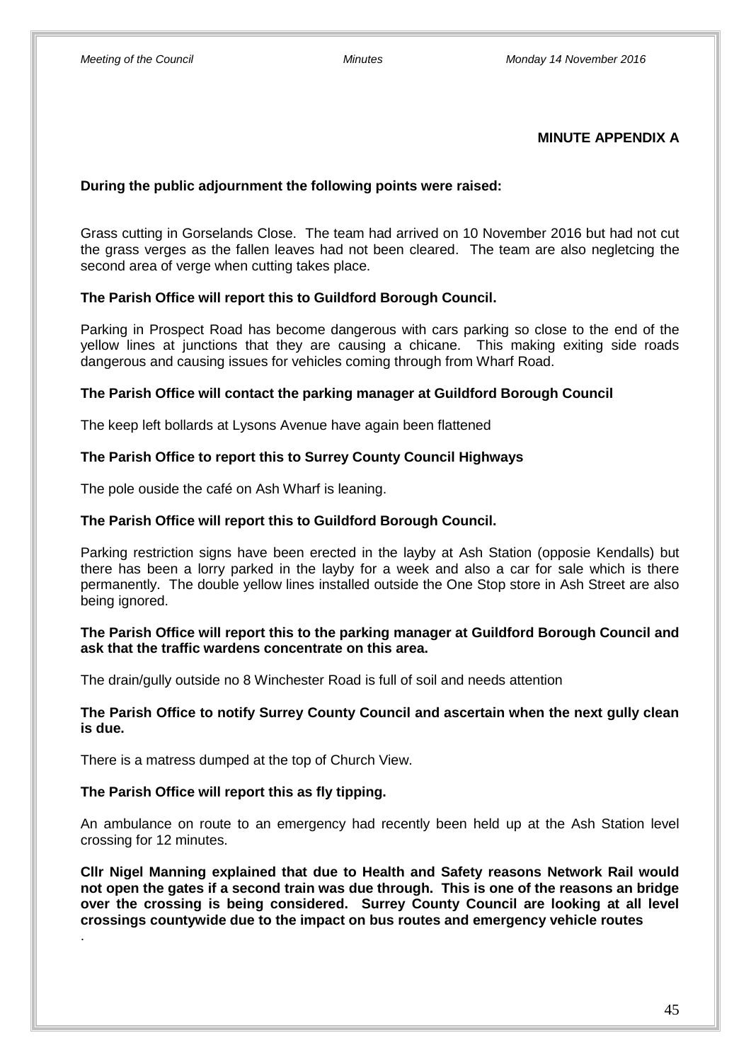**MINUTE APPENDIX A**

**During the public adjournment the following points were raised:**

Grass cutting in Gorselands Close. The team had arrived on 10 November 2016 but had not cut the grass verges as the fallen leaves had not been cleared. The team are also negletcing the second area of verge when cutting takes place.

**The Parish Office will report this to Guildford Borough Council.**

Parking in Prospect Road has become dangerous with cars parking so close to the end of the yellow lines at junctions that they are causing a chicane. This making exiting side roads dangerous and causing issues for vehicles coming through from Wharf Road.

**The Parish Office will contact the parking manager at Guildford Borough Council**

The keep left bollards at Lysons Avenue have again been flattened

**The Parish Office to report this to Surrey County Council Highways**

The pole ouside the café on Ash Wharf is leaning.

**The Parish Office will report this to Guildford Borough Council.**

Parking restriction signs have been erected in the layby at Ash Station (opposie Kendalls) but there has been a lorry parked in the layby for a week and also a car for sale which is there permanently. The double yellow lines installed outside the One Stop store in Ash Street are also being ignored.

**The Parish Office will report this to the parking manager at Guildford Borough Council and ask that the traffic wardens concentrate on this area.**

The drain/gully outside no 8 Winchester Road is full of soil and needs attention

**The Parish Office to notify Surrey County Council and ascertain when the next gully clean is due.**

There is a matress dumped at the top of Church View.

**The Parish Office will report this as fly tipping.**

An ambulance on route to an emergency had recently been held up at the Ash Station level crossing for 12 minutes.

**Cllr Nigel Manning explained that due to Health and Safety reasons Network Rail would not open the gates if a second train was due through. This is one of the reasons an bridge over the crossing is being considered. Surrey County Council are looking at all level crossings countywide due to the impact on bus routes and emergency vehicle routes**

.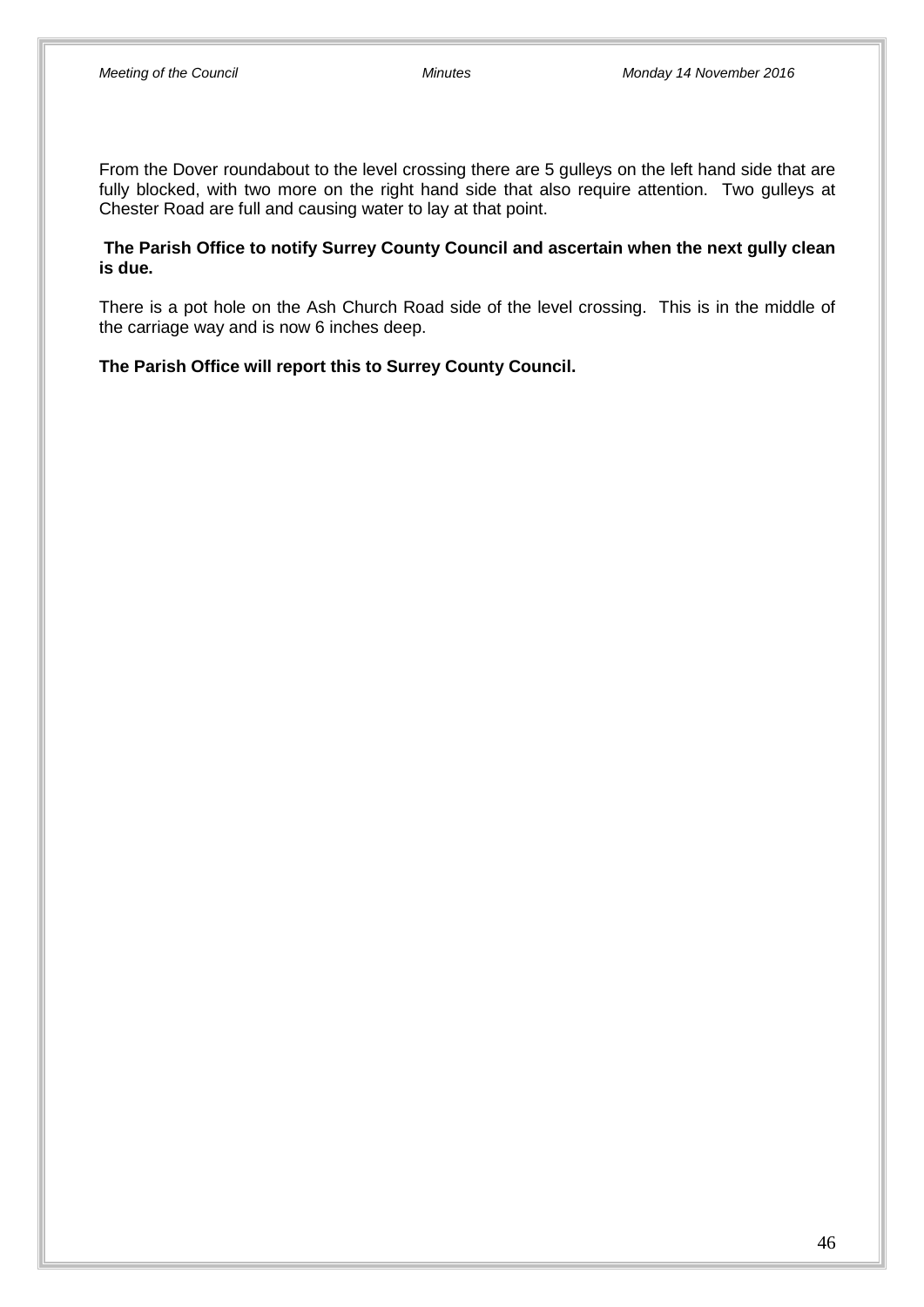From the Dover roundabout to the level crossing there are 5 gulleys on the left hand side that are fully blocked, with two more on the right hand side that also require attention. Two gulleys at Chester Road are full and causing water to lay at that point.

**The Parish Office to notify Surrey County Council and ascertain when the next gully clean is due.**

There is a pot hole on the Ash Church Road side of the level crossing. This is in the middle of the carriage way and is now 6 inches deep.

**The Parish Office will report this to Surrey County Council.**